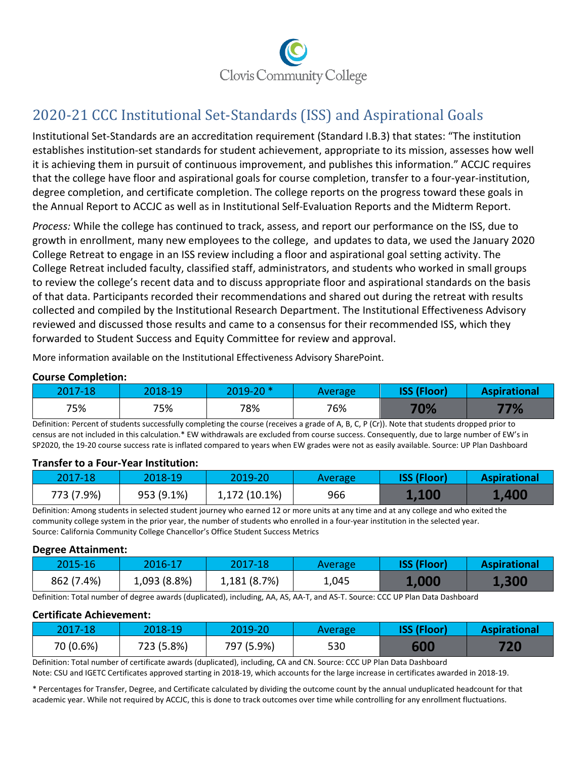Clovis Community College

# 2020-21 CCC Institutional Set-Standards (ISS) and Aspirational Goals

Institutional Set-Standards are an accreditation requirement (Standard I.B.3) that states: "The institution establishes institution-set standards for student achievement, appropriate to its mission, assesses how well it is achieving them in pursuit of continuous improvement, and publishes this information." ACCJC requires that the college have floor and aspirational goals for course completion, transfer to a four-year-institution, degree completion, and certificate completion. The college reports on the progress toward these goals in the Annual Report to ACCJC as well as in Institutional Self-Evaluation Reports and the Midterm Report.

*Process:* While the college has continued to track, assess, and report our performance on the ISS, due to growth in enrollment, many new employees to the college, and updates to data, we used the January 2020 College Retreat to engage in an ISS review including a floor and aspirational goal setting activity. The College Retreat included faculty, classified staff, administrators, and students who worked in small groups to review the college's recent data and to discuss appropriate floor and aspirational standards on the basis of that data. Participants recorded their recommendations and shared out during the retreat with results collected and compiled by the Institutional Research Department. The Institutional Effectiveness Advisory reviewed and discussed those results and came to a consensus for their recommended ISS, which they forwarded to Student Success and Equity Committee for review and approval.

More information available on the Institutional Effectiveness Advisory SharePoint.

**Course Completion:**

| 2017-18 | 2018-19 | 2019-20 * | Average | ISS (Floor) | Aspirational |
|---|---|---|---|---|---|
| 75% | 75% | 78% | 76% | **70%** | **77%** |

Definition: Percent of students successfully completing the course (receives a grade of A, B, C, P (Cr)). Note that students dropped prior to census are not included in this calculation.* EW withdrawals are excluded from course success. Consequently, due to large number of EW's in SP2020, the 19-20 course success rate is inflated compared to years when EW grades were not as easily available. Source: UP Plan Dashboard

**Transfer to a Four-Year Institution:**

| 2017-18 | 2018-19 | 2019-20 | Average | ISS (Floor) | Aspirational |
|---|---|---|---|---|---|
| 773 (7.9%) | 953 (9.1%) | 1,172 (10.1%) | 966 | **1,100** | **1,400** |

Definition: Among students in selected student journey who earned 12 or more units at any time and at any college and who exited the community college system in the prior year, the number of students who enrolled in a four-year institution in the selected year. Source: California Community College Chancellor's Office Student Success Metrics

**Degree Attainment:**

| 2015-16 | 2016-17 | 2017-18 | Average | ISS (Floor) | Aspirational |
|---|---|---|---|---|---|
| 862 (7.4%) | 1,093 (8.8%) | 1,181 (8.7%) | 1,045 | **1,000** | **1,300** |

Definition: Total number of degree awards (duplicated), including, AA, AS, AA-T, and AS-T. Source: CCC UP Plan Data Dashboard

**Certificate Achievement:**

| 2017-18 | 2018-19 | 2019-20 | Average | ISS (Floor) | Aspirational |
|---|---|---|---|---|---|
| 70 (0.6%) | 723 (5.8%) | 797 (5.9%) | 530 | **600** | **720** |

Definition: Total number of certificate awards (duplicated), including, CA and CN. Source: CCC UP Plan Data Dashboard
Note: CSU and IGETC Certificates approved starting in 2018-19, which accounts for the large increase in certificates awarded in 2018-19.

* Percentages for Transfer, Degree, and Certificate calculated by dividing the outcome count by the annual unduplicated headcount for that academic year. While not required by ACCJC, this is done to track outcomes over time while controlling for any enrollment fluctuations.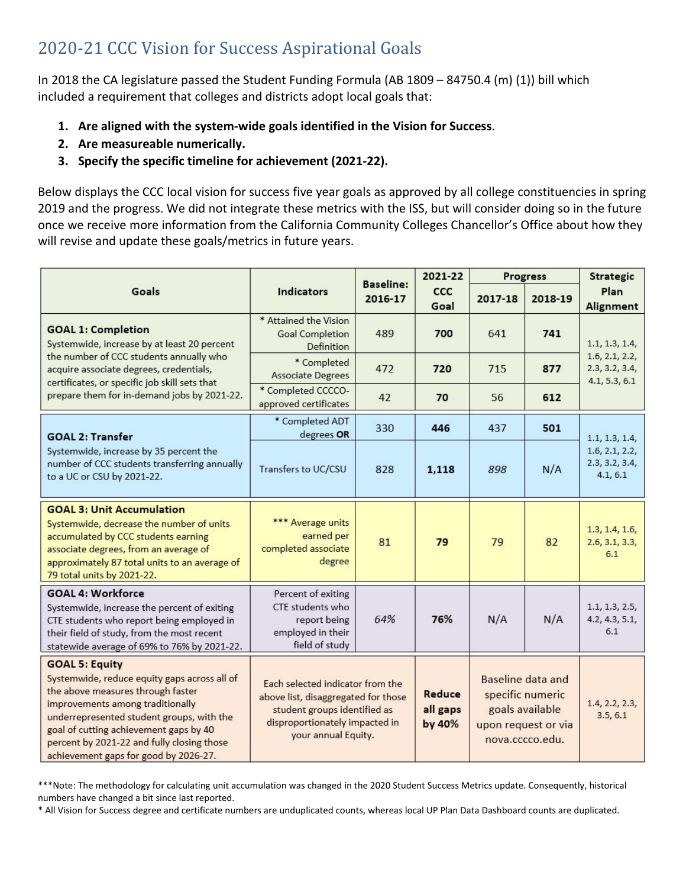## 2020-21 CCC Vision for Success Aspirational Goals

In 2018 the CA legislature passed the Student Funding Formula (AB 1809 – 84750.4 (m) (1)) bill which included a requirement that colleges and districts adopt local goals that:

1. **Are aligned with the system-wide goals identified in the Vision for Success**.
2. **Are measureable numerically.**
3. **Specify the specific timeline for achievement (2021-22).**

Below displays the CCC local vision for success five year goals as approved by all college constituencies in spring 2019 and the progress. We did not integrate these metrics with the ISS, but will consider doing so in the future once we receive more information from the California Community Colleges Chancellor's Office about how they will revise and update these goals/metrics in future years.

| Goals | Indicators | Baseline: 2016-17 | 2021-22 CCC Goal | Progress | | Strategic Plan Alignment |
|---|---|---|---|---|---|---|
| | | | | 2017-18 | 2018-19 | |
| **GOAL 1: Completion** Systemwide, increase by at least 20 percent the number of CCC students annually who acquire associate degrees, credentials, certificates, or specific job skill sets that prepare them for in-demand jobs by 2021-22. | * Attained the Vision Goal Completion Definition | 489 | **700** | 641 | **741** | 1.1, 1.3, 1.4, 1.6, 2.1, 2.2, 2.3, 3.2, 3.4, 4.1, 5.3, 6.1 |
| | * Completed Associate Degrees | 472 | **720** | 715 | **877** | |
| | * Completed CCCCO-approved certificates | 42 | **70** | 56 | **612** | |
| **GOAL 2: Transfer** Systemwide, increase by 35 percent the number of CCC students transferring annually to a UC or CSU by 2021-22. | * Completed ADT degrees **OR** | 330 | **446** | 437 | **501** | 1.1, 1.3, 1.4, 1.6, 2.1, 2.2, 2.3, 3.2, 3.4, 4.1, 6.1 |
| | Transfers to UC/CSU | 828 | **1,118** | *898* | N/A | |
| **GOAL 3: Unit Accumulation** Systemwide, decrease the number of units accumulated by CCC students earning associate degrees, from an average of approximately 87 total units to an average of 79 total units by 2021-22. | *** Average units earned per completed associate degree | 81 | **79** | 79 | 82 | 1.3, 1.4, 1.6, 2.6, 3.1, 3.3, 6.1 |
| **GOAL 4: Workforce** Systemwide, increase the percent of exiting CTE students who report being employed in their field of study, from the most recent statewide average of 69% to 76% by 2021-22. | Percent of exiting CTE students who report being employed in their field of study | *64%* | **76%** | N/A | N/A | 1.1, 1.3, 2.5, 4.2, 4.3, 5.1, 6.1 |
| **GOAL 5: Equity** Systemwide, reduce equity gaps across all of the above measures through faster improvements among traditionally underrepresented student groups, with the goal of cutting achievement gaps by 40 percent by 2021-22 and fully closing those achievement gaps for good by 2026-27. | Each selected indicator from the above list, disaggregated for those student groups identified as disproportionately impacted in your annual Equity. | | **Reduce all gaps by 40%** | Baseline data and specific numeric goals available upon request or via nova.cccco.edu. | | 1.4, 2.2, 2.3, 3.5, 6.1 |

***Note: The methodology for calculating unit accumulation was changed in the 2020 Student Success Metrics update. Consequently, historical numbers have changed a bit since last reported.

\* All Vision for Success degree and certificate numbers are unduplicated counts, whereas local UP Plan Data Dashboard counts are duplicated.